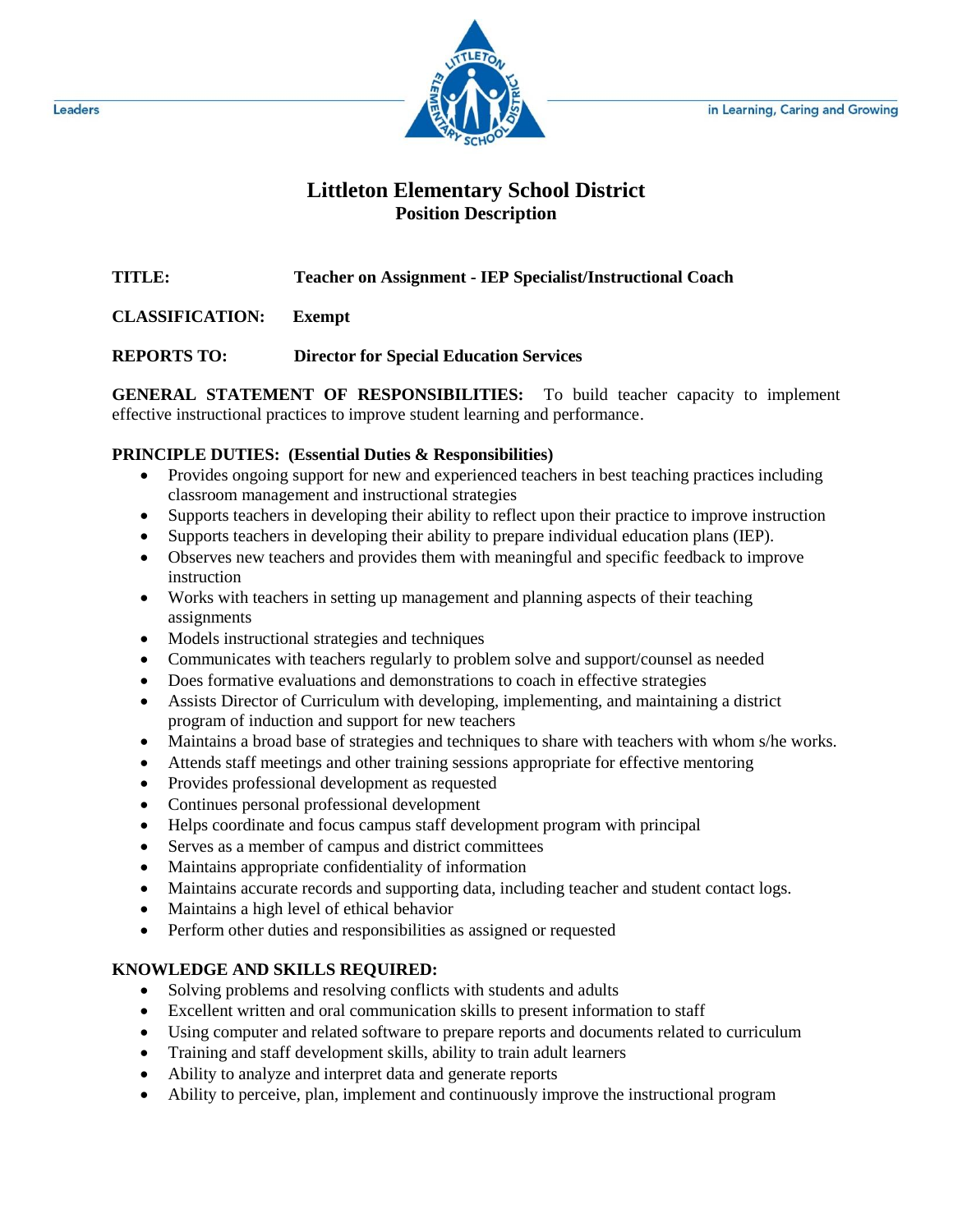Leaders in Learning, Caring and Growing

# Littleton Elementary School District
## Position Description

**TITLE:** **Teacher on Assignment - IEP Specialist/Instructional Coach**

**CLASSIFICATION:** **Exempt**

**REPORTS TO:** **Director for Special Education Services**

**GENERAL STATEMENT OF RESPONSIBILITIES:** To build teacher capacity to implement effective instructional practices to improve student learning and performance.

**PRINCIPLE DUTIES: (Essential Duties & Responsibilities)**

- Provides ongoing support for new and experienced teachers in best teaching practices including classroom management and instructional strategies
- Supports teachers in developing their ability to reflect upon their practice to improve instruction
- Supports teachers in developing their ability to prepare individual education plans (IEP).
- Observes new teachers and provides them with meaningful and specific feedback to improve instruction
- Works with teachers in setting up management and planning aspects of their teaching assignments
- Models instructional strategies and techniques
- Communicates with teachers regularly to problem solve and support/counsel as needed
- Does formative evaluations and demonstrations to coach in effective strategies
- Assists Director of Curriculum with developing, implementing, and maintaining a district program of induction and support for new teachers
- Maintains a broad base of strategies and techniques to share with teachers with whom s/he works.
- Attends staff meetings and other training sessions appropriate for effective mentoring
- Provides professional development as requested
- Continues personal professional development
- Helps coordinate and focus campus staff development program with principal
- Serves as a member of campus and district committees
- Maintains appropriate confidentiality of information
- Maintains accurate records and supporting data, including teacher and student contact logs.
- Maintains a high level of ethical behavior
- Perform other duties and responsibilities as assigned or requested

**KNOWLEDGE AND SKILLS REQUIRED:**

- Solving problems and resolving conflicts with students and adults
- Excellent written and oral communication skills to present information to staff
- Using computer and related software to prepare reports and documents related to curriculum
- Training and staff development skills, ability to train adult learners
- Ability to analyze and interpret data and generate reports
- Ability to perceive, plan, implement and continuously improve the instructional program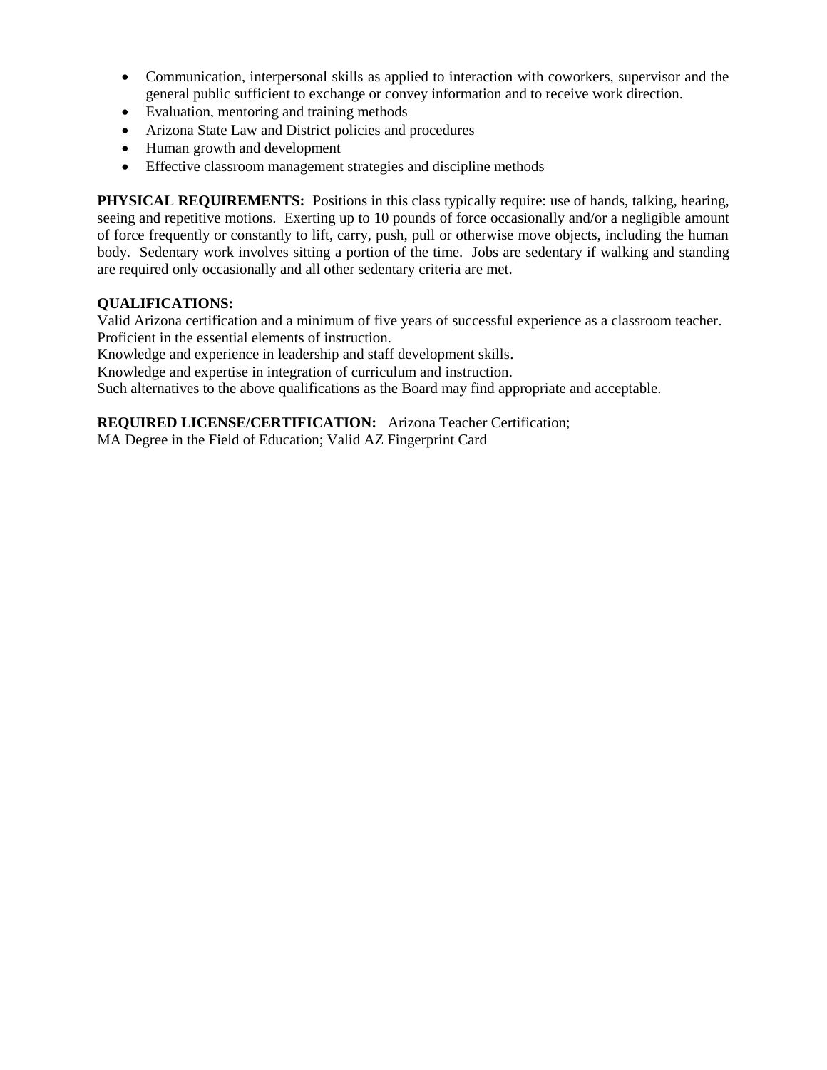- Communication, interpersonal skills as applied to interaction with coworkers, supervisor and the general public sufficient to exchange or convey information and to receive work direction.
- Evaluation, mentoring and training methods
- Arizona State Law and District policies and procedures
- Human growth and development
- Effective classroom management strategies and discipline methods

**PHYSICAL REQUIREMENTS:** Positions in this class typically require: use of hands, talking, hearing, seeing and repetitive motions. Exerting up to 10 pounds of force occasionally and/or a negligible amount of force frequently or constantly to lift, carry, push, pull or otherwise move objects, including the human body. Sedentary work involves sitting a portion of the time. Jobs are sedentary if walking and standing are required only occasionally and all other sedentary criteria are met.

**QUALIFICATIONS:**
Valid Arizona certification and a minimum of five years of successful experience as a classroom teacher.
Proficient in the essential elements of instruction.
Knowledge and experience in leadership and staff development skills.
Knowledge and expertise in integration of curriculum and instruction.
Such alternatives to the above qualifications as the Board may find appropriate and acceptable.

**REQUIRED LICENSE/CERTIFICATION:** Arizona Teacher Certification;
MA Degree in the Field of Education; Valid AZ Fingerprint Card